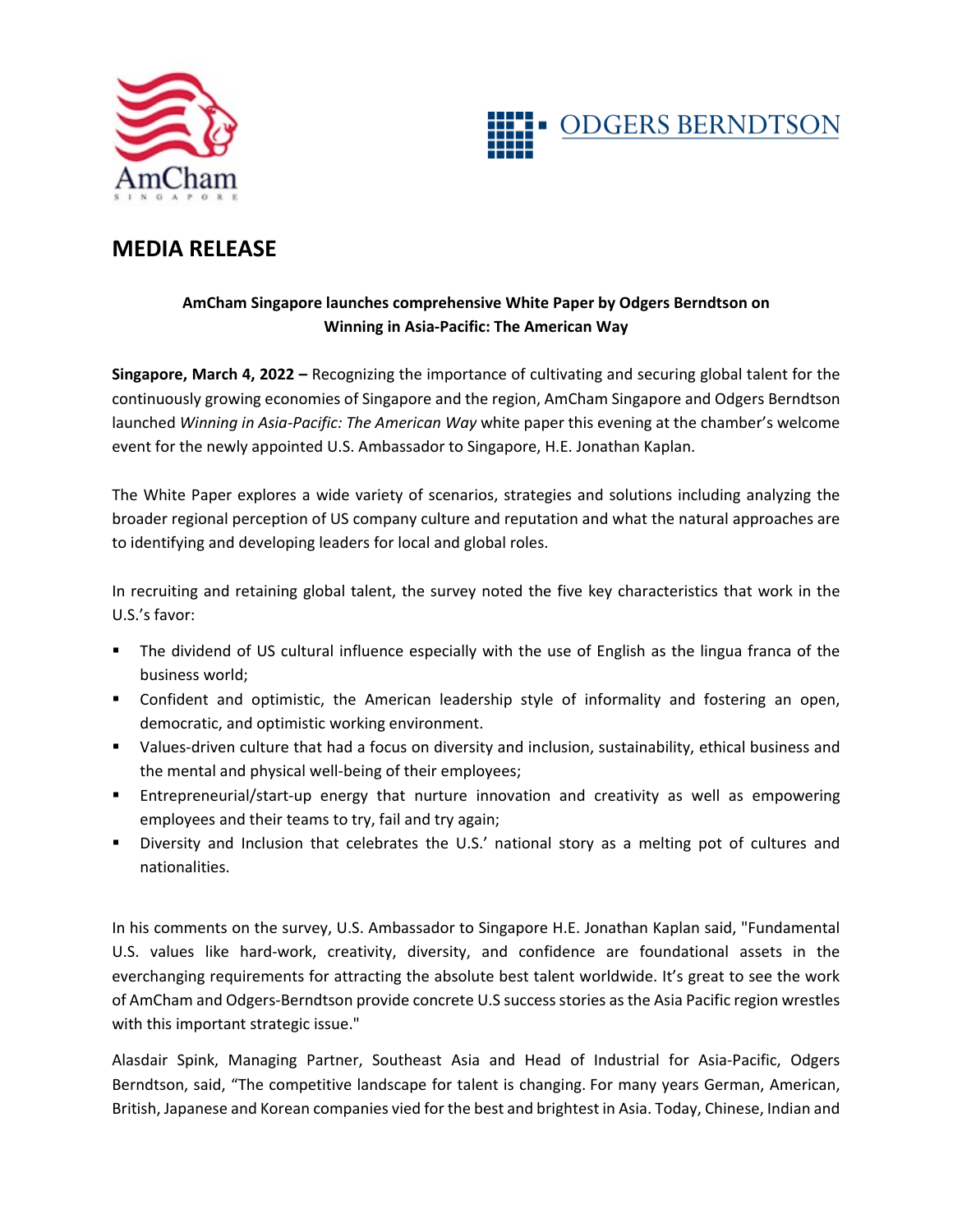# MEDIA RELEASE

**AmCham Singapore launches comprehensive White Paper by Odgers Berndtson on Winning in Asia-Pacific: The American Way**

**Singapore, March 4, 2022 –** Recognizing the importance of cultivating and securing global talent for the continuously growing economies of Singapore and the region, AmCham Singapore and Odgers Berndtson launched *Winning in Asia-Pacific: The American Way* white paper this evening at the chamber's welcome event for the newly appointed U.S. Ambassador to Singapore, H.E. Jonathan Kaplan.

The White Paper explores a wide variety of scenarios, strategies and solutions including analyzing the broader regional perception of US company culture and reputation and what the natural approaches are to identifying and developing leaders for local and global roles.

In recruiting and retaining global talent, the survey noted the five key characteristics that work in the U.S.'s favor:

- The dividend of US cultural influence especially with the use of English as the lingua franca of the business world;
- Confident and optimistic, the American leadership style of informality and fostering an open, democratic, and optimistic working environment.
- Values-driven culture that had a focus on diversity and inclusion, sustainability, ethical business and the mental and physical well-being of their employees;
- Entrepreneurial/start-up energy that nurture innovation and creativity as well as empowering employees and their teams to try, fail and try again;
- Diversity and Inclusion that celebrates the U.S.' national story as a melting pot of cultures and nationalities.

In his comments on the survey, U.S. Ambassador to Singapore H.E. Jonathan Kaplan said, "Fundamental U.S. values like hard-work, creativity, diversity, and confidence are foundational assets in the everchanging requirements for attracting the absolute best talent worldwide. It's great to see the work of AmCham and Odgers-Berndtson provide concrete U.S success stories as the Asia Pacific region wrestles with this important strategic issue."

Alasdair Spink, Managing Partner, Southeast Asia and Head of Industrial for Asia-Pacific, Odgers Berndtson, said, "The competitive landscape for talent is changing. For many years German, American, British, Japanese and Korean companies vied for the best and brightest in Asia. Today, Chinese, Indian and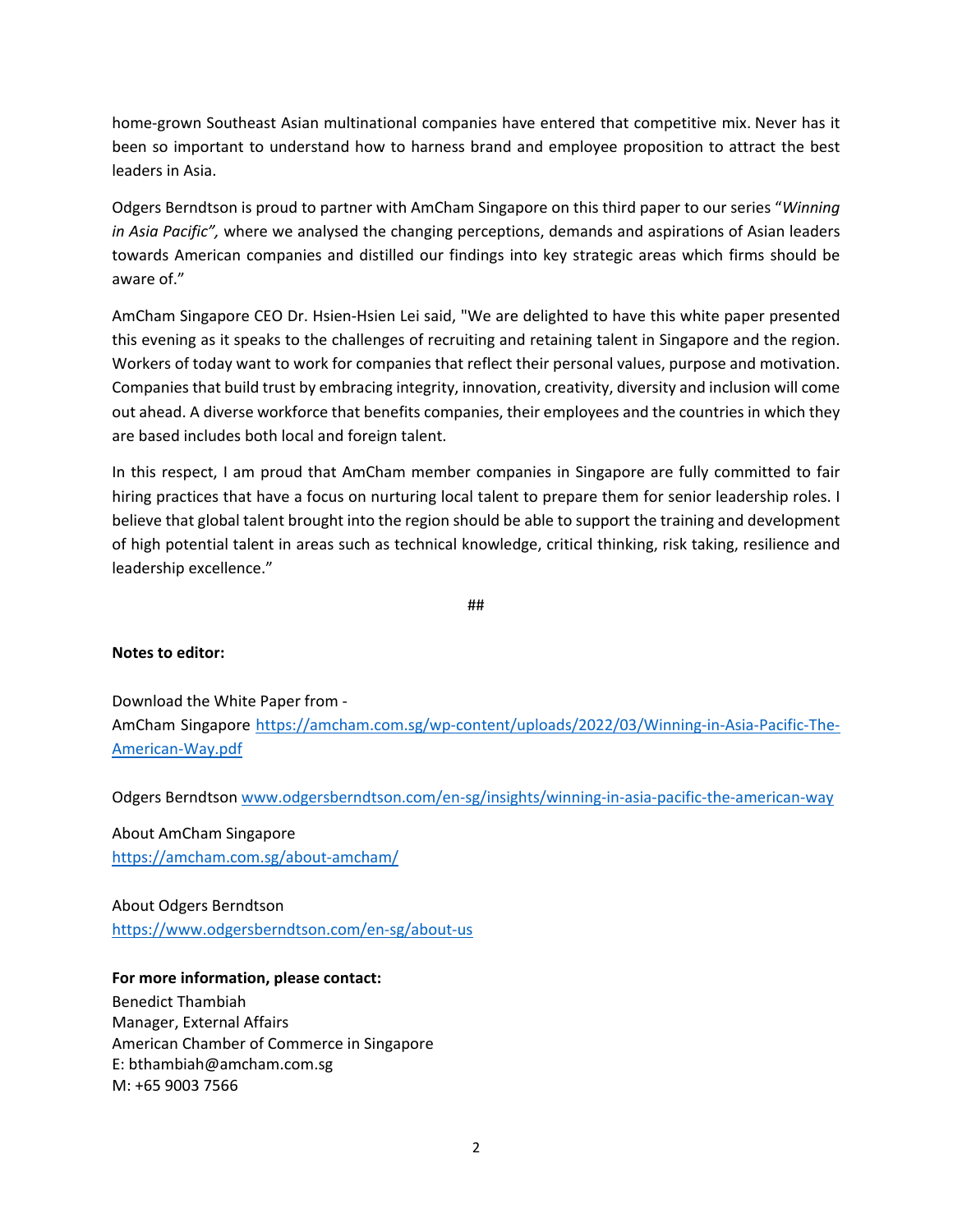home-grown Southeast Asian multinational companies have entered that competitive mix. Never has it been so important to understand how to harness brand and employee proposition to attract the best leaders in Asia.

Odgers Berndtson is proud to partner with AmCham Singapore on this third paper to our series "*Winning in Asia Pacific",* where we analysed the changing perceptions, demands and aspirations of Asian leaders towards American companies and distilled our findings into key strategic areas which firms should be aware of."

AmCham Singapore CEO Dr. Hsien-Hsien Lei said, "We are delighted to have this white paper presented this evening as it speaks to the challenges of recruiting and retaining talent in Singapore and the region. Workers of today want to work for companies that reflect their personal values, purpose and motivation. Companies that build trust by embracing integrity, innovation, creativity, diversity and inclusion will come out ahead. A diverse workforce that benefits companies, their employees and the countries in which they are based includes both local and foreign talent.

In this respect, I am proud that AmCham member companies in Singapore are fully committed to fair hiring practices that have a focus on nurturing local talent to prepare them for senior leadership roles. I believe that global talent brought into the region should be able to support the training and development of high potential talent in areas such as technical knowledge, critical thinking, risk taking, resilience and leadership excellence."

##

**Notes to editor:**

Download the White Paper from -
AmCham Singapore [https://amcham.com.sg/wp-content/uploads/2022/03/Winning-in-Asia-Pacific-The-American-Way.pdf](https://amcham.com.sg/wp-content/uploads/2022/03/Winning-in-Asia-Pacific-The-American-Way.pdf)

Odgers Berndtson [www.odgersberndtson.com/en-sg/insights/winning-in-asia-pacific-the-american-way](www.odgersberndtson.com/en-sg/insights/winning-in-asia-pacific-the-american-way)

About AmCham Singapore
[https://amcham.com.sg/about-amcham/](https://amcham.com.sg/about-amcham/)

About Odgers Berndtson
[https://www.odgersberndtson.com/en-sg/about-us](https://www.odgersberndtson.com/en-sg/about-us)

**For more information, please contact:**
Benedict Thambiah
Manager, External Affairs
American Chamber of Commerce in Singapore
E: bthambiah@amcham.com.sg
M: +65 9003 7566